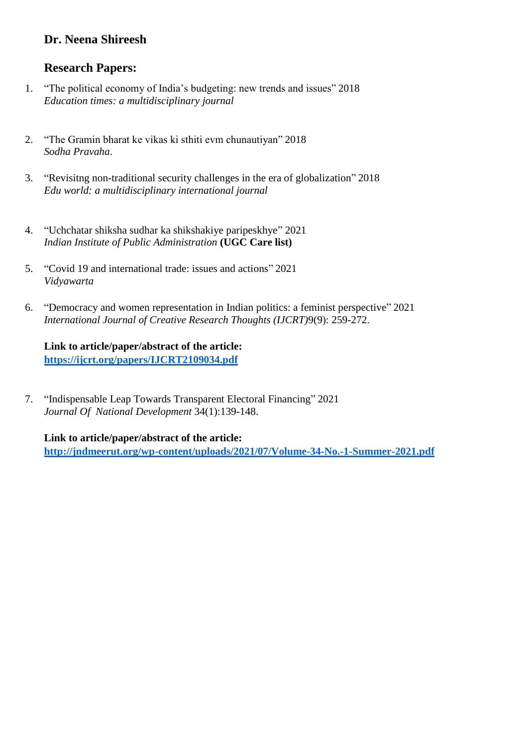**Dr. Neena Shireesh**

## Research Papers:

1. "The political economy of India's budgeting: new trends and issues" 2018
   *Education times: a multidisciplinary journal*

2. "The Gramin bharat ke vikas ki sthiti evm chunautiyan" 2018
   *Sodha Pravaha*.

3. "Revisitng non-traditional security challenges in the era of globalization" 2018
   *Edu world: a multidisciplinary international journal*

4. "Uchchatar shiksha sudhar ka shikshakiye paripeskhye" 2021
   *Indian Institute of Public Administration* **(UGC Care list)**

5. "Covid 19 and international trade: issues and actions" 2021
   *Vidyawarta*

6. "Democracy and women representation in Indian politics: a feminist perspective" 2021
   *International Journal of Creative Research Thoughts (IJCRT)*9(9): 259-272.

   **Link to article/paper/abstract of the article:**
   **https://ijcrt.org/papers/IJCRT2109034.pdf**

7. "Indispensable Leap Towards Transparent Electoral Financing" 2021
   *Journal Of National Development* 34(1):139-148.

   **Link to article/paper/abstract of the article:**
   **http://jndmeerut.org/wp-content/uploads/2021/07/Volume-34-No.-1-Summer-2021.pdf**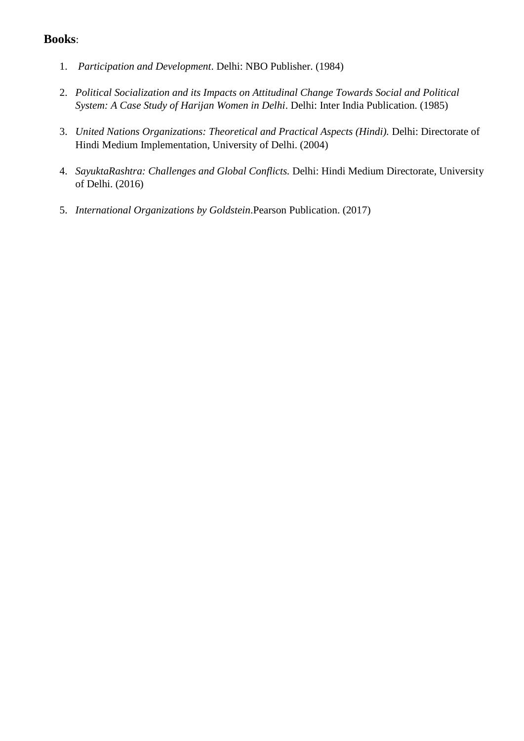**Books**:

1. *Participation and Development*. Delhi: NBO Publisher. (1984)
2. *Political Socialization and its Impacts on Attitudinal Change Towards Social and Political System: A Case Study of Harijan Women in Delhi*. Delhi: Inter India Publication. (1985)
3. *United Nations Organizations: Theoretical and Practical Aspects (Hindi).* Delhi: Directorate of Hindi Medium Implementation, University of Delhi. (2004)
4. *SayuktaRashtra: Challenges and Global Conflicts.* Delhi: Hindi Medium Directorate, University of Delhi. (2016)
5. *International Organizations by Goldstein*.Pearson Publication. (2017)